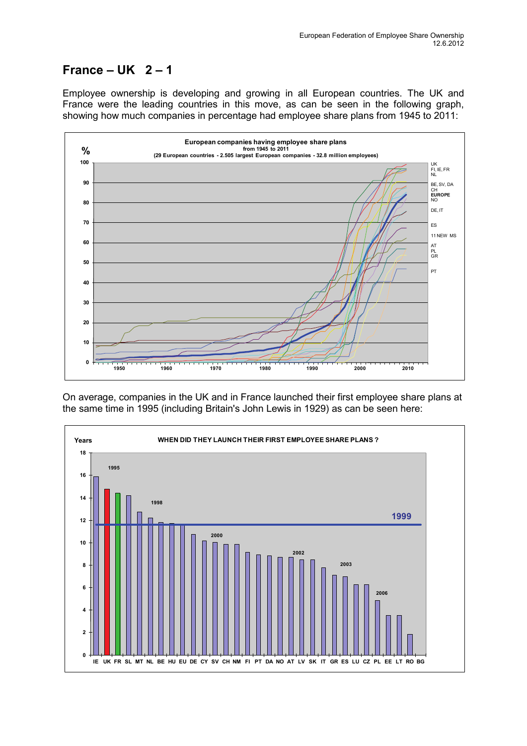# France – UK 2 – 1

Employee ownership is developing and growing in all European countries. The UK and France were the leading countries in this move, as can be seen in the following graph, showing how much companies in percentage had employee share plans from 1945 to 2011:

On average, companies in the UK and in France launched their first employee share plans at the same time in 1995 (including Britain's John Lewis in 1929) as can be seen here: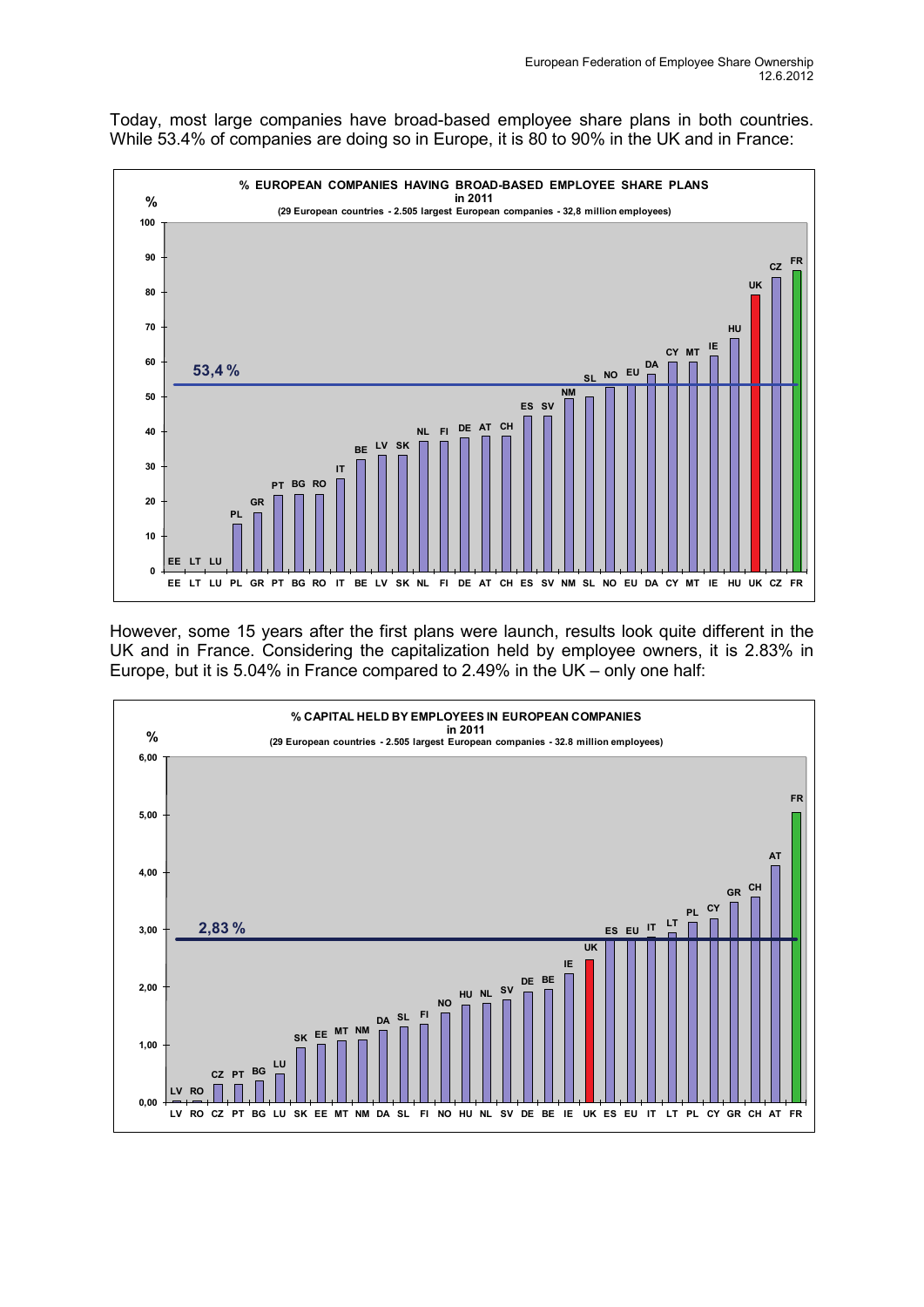Today, most large companies have broad-based employee share plans in both countries. While 53.4% of companies are doing so in Europe, it is 80 to 90% in the UK and in France:

**% EUROPEAN COMPANIES HAVING BROAD-BASED EMPLOYEE SHARE PLANS in 2011**
(29 European countries - 2.505 largest European companies - 32,8 million employees)

However, some 15 years after the first plans were launch, results look quite different in the UK and in France. Considering the capitalization held by employee owners, it is 2.83% in Europe, but it is 5.04% in France compared to 2.49% in the UK – only one half:

**% CAPITAL HELD BY EMPLOYEES IN EUROPEAN COMPANIES in 2011**
(29 European countries - 2.505 largest European companies - 32.8 million employees)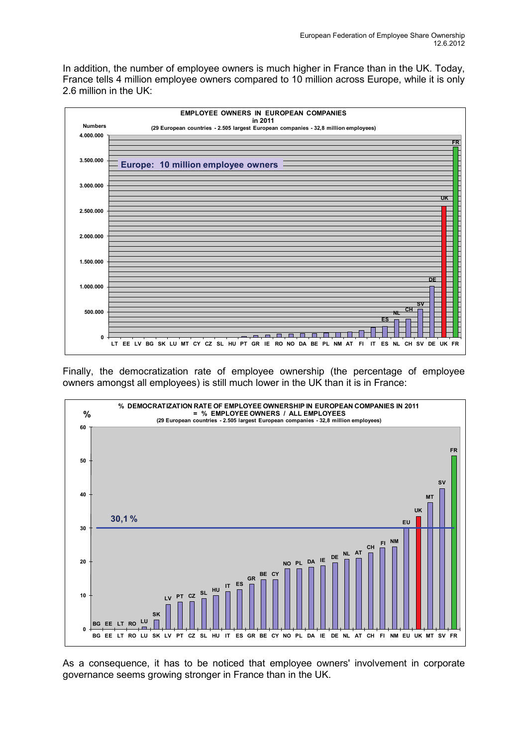In addition, the number of employee owners is much higher in France than in the UK. Today, France tells 4 million employee owners compared to 10 million across Europe, while it is only 2.6 million in the UK:

EMPLOYEE OWNERS IN EUROPEAN COMPANIES
in 2011
(29 European countries - 2.505 largest European companies - 32,8 million employees)

Numbers

4.000.000
3.500.000
3.000.000
2.500.000
2.000.000
1.500.000
1.000.000
500.000
0

Europe: 10 million employee owners

LT EE LV BG SK LU MT CY CZ SL HU PT GR IE RO NO DA BE PL NM AT FI IT ES NL CH SV DE UK FR

Finally, the democratization rate of employee ownership (the percentage of employee owners amongst all employees) is still much lower in the UK than it is in France:

% DEMOCRATIZATION RATE OF EMPLOYEE OWNERSHIP IN EUROPEAN COMPANIES IN 2011
= % EMPLOYEE OWNERS / ALL EMPLOYEES
(29 European countries - 2.505 largest European companies - 32,8 million employees)

%

60
50
40
30
20
10
0

30,1 %

BG EE LT RO LU SK LV PT CZ SL HU IT ES GR BE CY NO PL DA IE DE NL AT CH FI NM EU UK MT SV FR

As a consequence, it has to be noticed that employee owners' involvement in corporate governance seems growing stronger in France than in the UK.